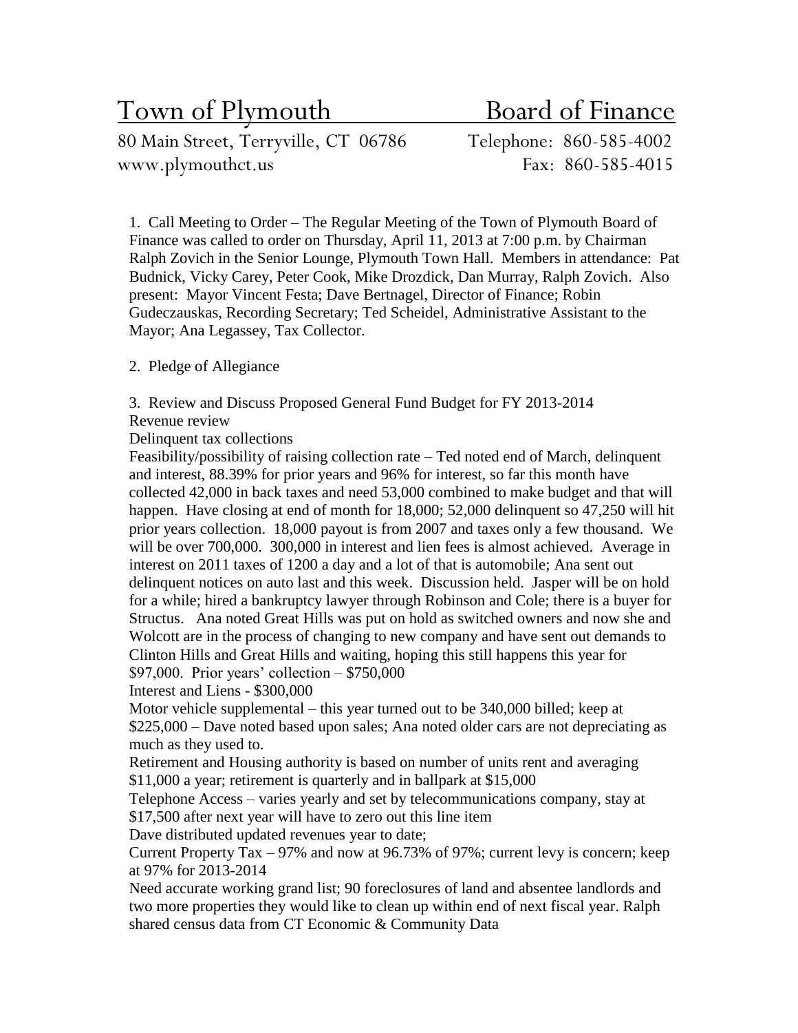# Town of Plymouth Board of Finance

80 Main Street, Terryville, CT 06786 Telephone: 860-585-4002
www.plymouthct.us Fax: 860-585-4015

1. Call Meeting to Order – The Regular Meeting of the Town of Plymouth Board of Finance was called to order on Thursday, April 11, 2013 at 7:00 p.m. by Chairman Ralph Zovich in the Senior Lounge, Plymouth Town Hall. Members in attendance: Pat Budnick, Vicky Carey, Peter Cook, Mike Drozdick, Dan Murray, Ralph Zovich. Also present: Mayor Vincent Festa; Dave Bertnagel, Director of Finance; Robin Gudeczauskas, Recording Secretary; Ted Scheidel, Administrative Assistant to the Mayor; Ana Legassey, Tax Collector.

2. Pledge of Allegiance

3. Review and Discuss Proposed General Fund Budget for FY 2013-2014
Revenue review
Delinquent tax collections
Feasibility/possibility of raising collection rate – Ted noted end of March, delinquent and interest, 88.39% for prior years and 96% for interest, so far this month have collected 42,000 in back taxes and need 53,000 combined to make budget and that will happen. Have closing at end of month for 18,000; 52,000 delinquent so 47,250 will hit prior years collection. 18,000 payout is from 2007 and taxes only a few thousand. We will be over 700,000. 300,000 in interest and lien fees is almost achieved. Average in interest on 2011 taxes of 1200 a day and a lot of that is automobile; Ana sent out delinquent notices on auto last and this week. Discussion held. Jasper will be on hold for a while; hired a bankruptcy lawyer through Robinson and Cole; there is a buyer for Structus. Ana noted Great Hills was put on hold as switched owners and now she and Wolcott are in the process of changing to new company and have sent out demands to Clinton Hills and Great Hills and waiting, hoping this still happens this year for $97,000. Prior years' collection – $750,000
Interest and Liens - $300,000
Motor vehicle supplemental – this year turned out to be 340,000 billed; keep at $225,000 – Dave noted based upon sales; Ana noted older cars are not depreciating as much as they used to.
Retirement and Housing authority is based on number of units rent and averaging $11,000 a year; retirement is quarterly and in ballpark at $15,000
Telephone Access – varies yearly and set by telecommunications company, stay at $17,500 after next year will have to zero out this line item
Dave distributed updated revenues year to date;
Current Property Tax – 97% and now at 96.73% of 97%; current levy is concern; keep at 97% for 2013-2014
Need accurate working grand list; 90 foreclosures of land and absentee landlords and two more properties they would like to clean up within end of next fiscal year. Ralph shared census data from CT Economic & Community Data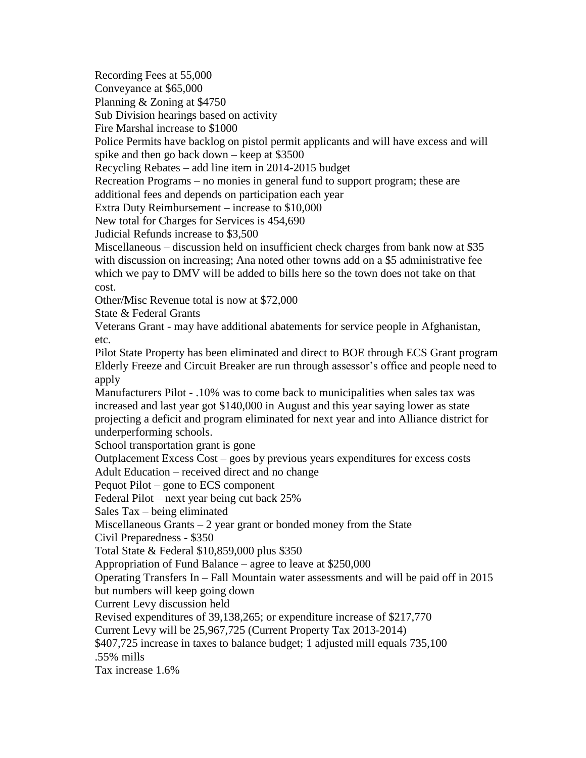Recording Fees at 55,000
Conveyance at $65,000
Planning & Zoning at $4750
Sub Division hearings based on activity
Fire Marshal increase to $1000
Police Permits have backlog on pistol permit applicants and will have excess and will spike and then go back down – keep at $3500
Recycling Rebates – add line item in 2014-2015 budget
Recreation Programs – no monies in general fund to support program; these are additional fees and depends on participation each year
Extra Duty Reimbursement – increase to $10,000
New total for Charges for Services is 454,690
Judicial Refunds increase to $3,500
Miscellaneous – discussion held on insufficient check charges from bank now at $35 with discussion on increasing; Ana noted other towns add on a $5 administrative fee which we pay to DMV will be added to bills here so the town does not take on that cost.
Other/Misc Revenue total is now at $72,000
State & Federal Grants
Veterans Grant - may have additional abatements for service people in Afghanistan, etc.
Pilot State Property has been eliminated and direct to BOE through ECS Grant program
Elderly Freeze and Circuit Breaker are run through assessor's office and people need to apply
Manufacturers Pilot - .10% was to come back to municipalities when sales tax was increased and last year got $140,000 in August and this year saying lower as state projecting a deficit and program eliminated for next year and into Alliance district for underperforming schools.
School transportation grant is gone
Outplacement Excess Cost – goes by previous years expenditures for excess costs
Adult Education – received direct and no change
Pequot Pilot – gone to ECS component
Federal Pilot – next year being cut back 25%
Sales Tax – being eliminated
Miscellaneous Grants – 2 year grant or bonded money from the State
Civil Preparedness - $350
Total State & Federal $10,859,000 plus $350
Appropriation of Fund Balance – agree to leave at $250,000
Operating Transfers In – Fall Mountain water assessments and will be paid off in 2015 but numbers will keep going down
Current Levy discussion held
Revised expenditures of 39,138,265; or expenditure increase of $217,770
Current Levy will be 25,967,725 (Current Property Tax 2013-2014)
$407,725 increase in taxes to balance budget; 1 adjusted mill equals 735,100
.55% mills
Tax increase 1.6%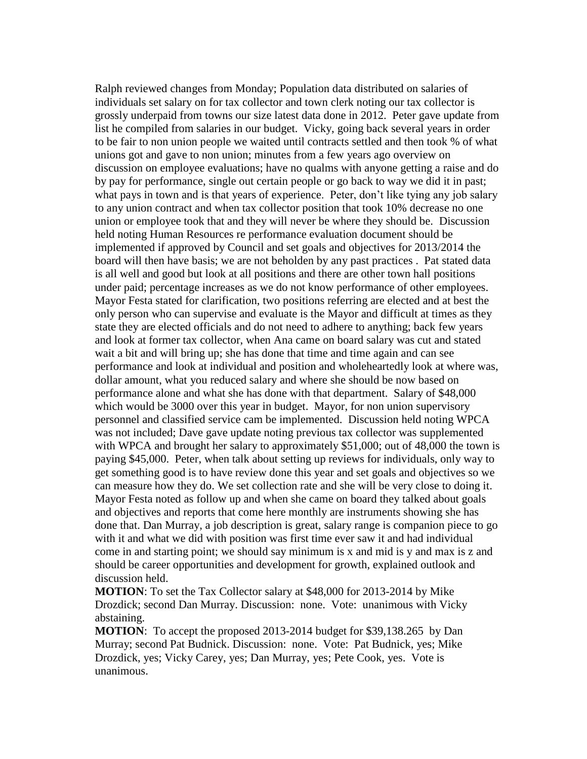Ralph reviewed changes from Monday; Population data distributed on salaries of individuals set salary on for tax collector and town clerk noting our tax collector is grossly underpaid from towns our size latest data done in 2012. Peter gave update from list he compiled from salaries in our budget. Vicky, going back several years in order to be fair to non union people we waited until contracts settled and then took % of what unions got and gave to non union; minutes from a few years ago overview on discussion on employee evaluations; have no qualms with anyone getting a raise and do by pay for performance, single out certain people or go back to way we did it in past; what pays in town and is that years of experience. Peter, don't like tying any job salary to any union contract and when tax collector position that took 10% decrease no one union or employee took that and they will never be where they should be. Discussion held noting Human Resources re performance evaluation document should be implemented if approved by Council and set goals and objectives for 2013/2014 the board will then have basis; we are not beholden by any past practices . Pat stated data is all well and good but look at all positions and there are other town hall positions under paid; percentage increases as we do not know performance of other employees. Mayor Festa stated for clarification, two positions referring are elected and at best the only person who can supervise and evaluate is the Mayor and difficult at times as they state they are elected officials and do not need to adhere to anything; back few years and look at former tax collector, when Ana came on board salary was cut and stated wait a bit and will bring up; she has done that time and time again and can see performance and look at individual and position and wholeheartedly look at where was, dollar amount, what you reduced salary and where she should be now based on performance alone and what she has done with that department. Salary of $48,000 which would be 3000 over this year in budget. Mayor, for non union supervisory personnel and classified service cam be implemented. Discussion held noting WPCA was not included; Dave gave update noting previous tax collector was supplemented with WPCA and brought her salary to approximately $51,000; out of 48,000 the town is paying $45,000. Peter, when talk about setting up reviews for individuals, only way to get something good is to have review done this year and set goals and objectives so we can measure how they do. We set collection rate and she will be very close to doing it. Mayor Festa noted as follow up and when she came on board they talked about goals and objectives and reports that come here monthly are instruments showing she has done that. Dan Murray, a job description is great, salary range is companion piece to go with it and what we did with position was first time ever saw it and had individual come in and starting point; we should say minimum is x and mid is y and max is z and should be career opportunities and development for growth, explained outlook and discussion held.

**MOTION**: To set the Tax Collector salary at $48,000 for 2013-2014 by Mike Drozdick; second Dan Murray. Discussion: none. Vote: unanimous with Vicky abstaining.

**MOTION**: To accept the proposed 2013-2014 budget for $39,138.265 by Dan Murray; second Pat Budnick. Discussion: none. Vote: Pat Budnick, yes; Mike Drozdick, yes; Vicky Carey, yes; Dan Murray, yes; Pete Cook, yes. Vote is unanimous.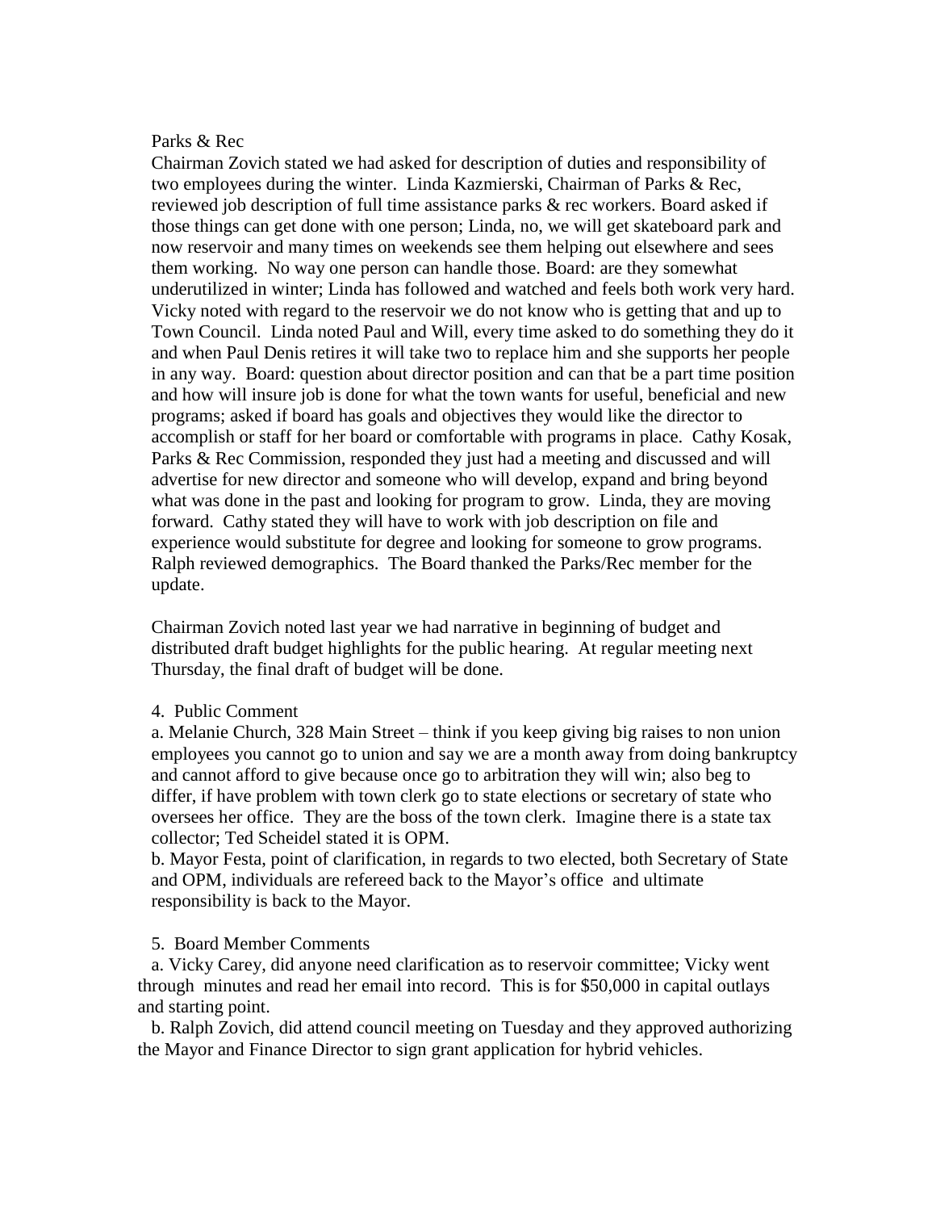Parks & Rec

Chairman Zovich stated we had asked for description of duties and responsibility of two employees during the winter. Linda Kazmierski, Chairman of Parks & Rec, reviewed job description of full time assistance parks & rec workers. Board asked if those things can get done with one person; Linda, no, we will get skateboard park and now reservoir and many times on weekends see them helping out elsewhere and sees them working. No way one person can handle those. Board: are they somewhat underutilized in winter; Linda has followed and watched and feels both work very hard. Vicky noted with regard to the reservoir we do not know who is getting that and up to Town Council. Linda noted Paul and Will, every time asked to do something they do it and when Paul Denis retires it will take two to replace him and she supports her people in any way. Board: question about director position and can that be a part time position and how will insure job is done for what the town wants for useful, beneficial and new programs; asked if board has goals and objectives they would like the director to accomplish or staff for her board or comfortable with programs in place. Cathy Kosak, Parks & Rec Commission, responded they just had a meeting and discussed and will advertise for new director and someone who will develop, expand and bring beyond what was done in the past and looking for program to grow. Linda, they are moving forward. Cathy stated they will have to work with job description on file and experience would substitute for degree and looking for someone to grow programs. Ralph reviewed demographics. The Board thanked the Parks/Rec member for the update.

Chairman Zovich noted last year we had narrative in beginning of budget and distributed draft budget highlights for the public hearing. At regular meeting next Thursday, the final draft of budget will be done.

4. Public Comment

a. Melanie Church, 328 Main Street – think if you keep giving big raises to non union employees you cannot go to union and say we are a month away from doing bankruptcy and cannot afford to give because once go to arbitration they will win; also beg to differ, if have problem with town clerk go to state elections or secretary of state who oversees her office. They are the boss of the town clerk. Imagine there is a state tax collector; Ted Scheidel stated it is OPM.

b. Mayor Festa, point of clarification, in regards to two elected, both Secretary of State and OPM, individuals are refereed back to the Mayor's office and ultimate responsibility is back to the Mayor.

5. Board Member Comments

a. Vicky Carey, did anyone need clarification as to reservoir committee; Vicky went through minutes and read her email into record. This is for $50,000 in capital outlays and starting point.

b. Ralph Zovich, did attend council meeting on Tuesday and they approved authorizing the Mayor and Finance Director to sign grant application for hybrid vehicles.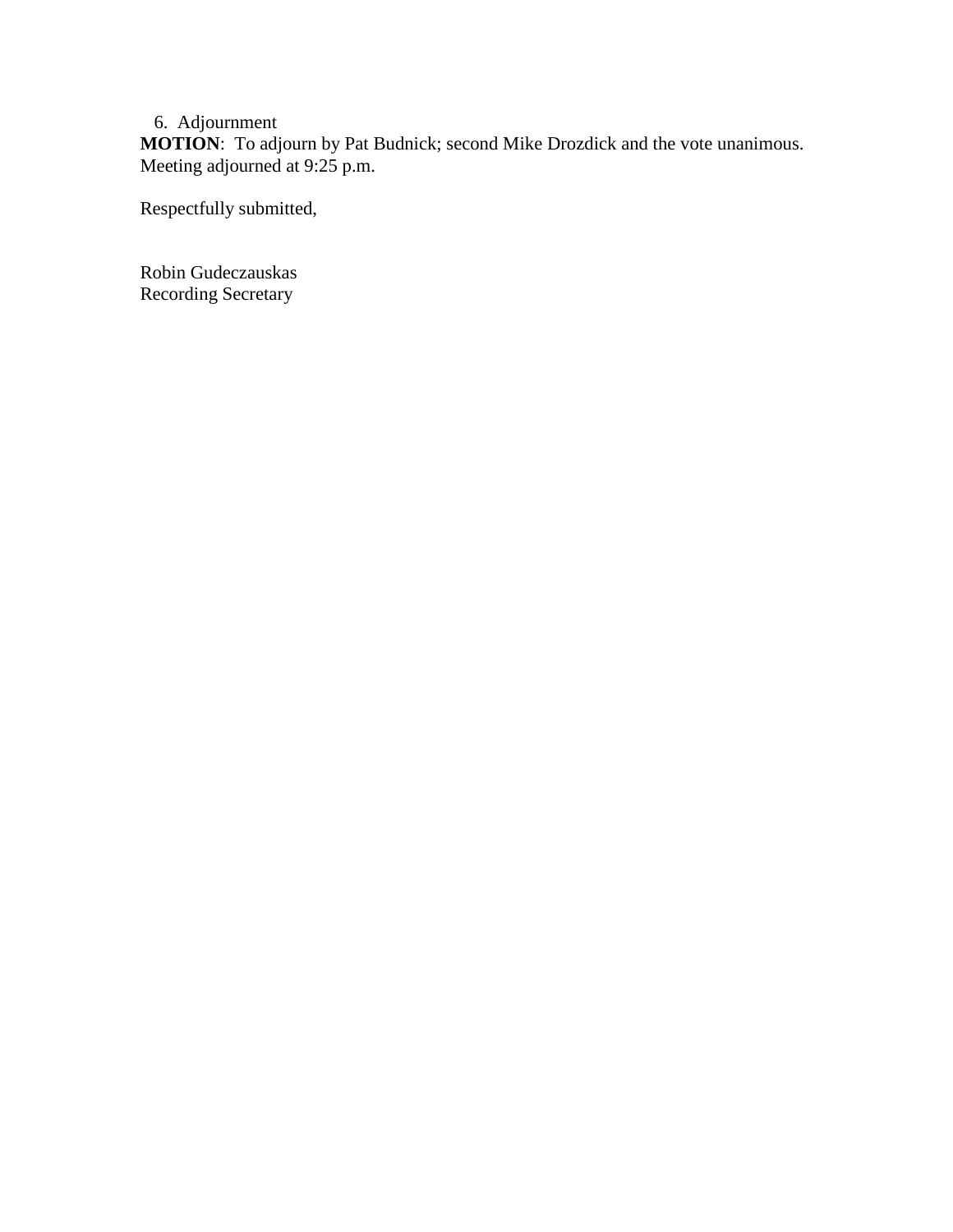6. Adjournment

**MOTION**: To adjourn by Pat Budnick; second Mike Drozdick and the vote unanimous.
Meeting adjourned at 9:25 p.m.

Respectfully submitted,

Robin Gudeczauskas
Recording Secretary